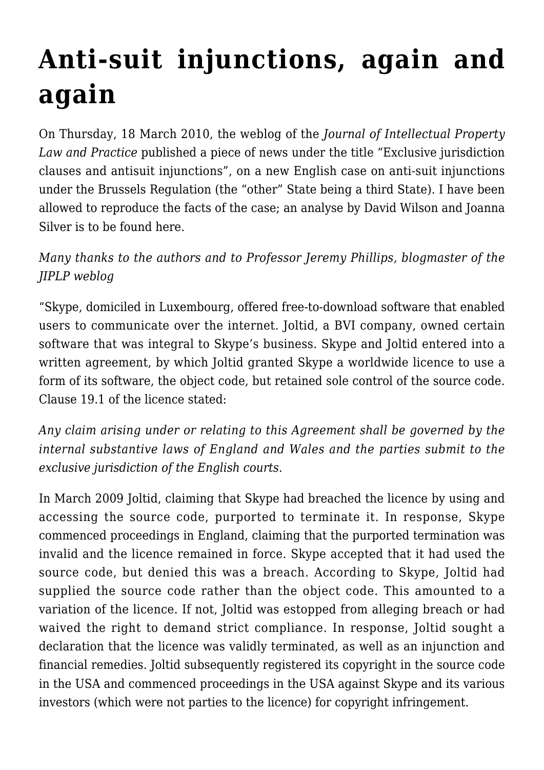# Anti-suit injunctions, again and again

On Thursday, 18 March 2010, the weblog of the *Journal of Intellectual Property Law and Practice* published a piece of news under the title "Exclusive jurisdiction clauses and antisuit injunctions", on a new English case on anti-suit injunctions under the Brussels Regulation (the "other" State being a third State). I have been allowed to reproduce the facts of the case; an analyse by David Wilson and Joanna Silver is to be found here.

*Many thanks to the authors and to Professor Jeremy Phillips, blogmaster of the JIPLP weblog*

"Skype, domiciled in Luxembourg, offered free-to-download software that enabled users to communicate over the internet. Joltid, a BVI company, owned certain software that was integral to Skype's business. Skype and Joltid entered into a written agreement, by which Joltid granted Skype a worldwide licence to use a form of its software, the object code, but retained sole control of the source code. Clause 19.1 of the licence stated:

*Any claim arising under or relating to this Agreement shall be governed by the internal substantive laws of England and Wales and the parties submit to the exclusive jurisdiction of the English courts.*

In March 2009 Joltid, claiming that Skype had breached the licence by using and accessing the source code, purported to terminate it. In response, Skype commenced proceedings in England, claiming that the purported termination was invalid and the licence remained in force. Skype accepted that it had used the source code, but denied this was a breach. According to Skype, Joltid had supplied the source code rather than the object code. This amounted to a variation of the licence. If not, Joltid was estopped from alleging breach or had waived the right to demand strict compliance. In response, Joltid sought a declaration that the licence was validly terminated, as well as an injunction and financial remedies. Joltid subsequently registered its copyright in the source code in the USA and commenced proceedings in the USA against Skype and its various investors (which were not parties to the licence) for copyright infringement.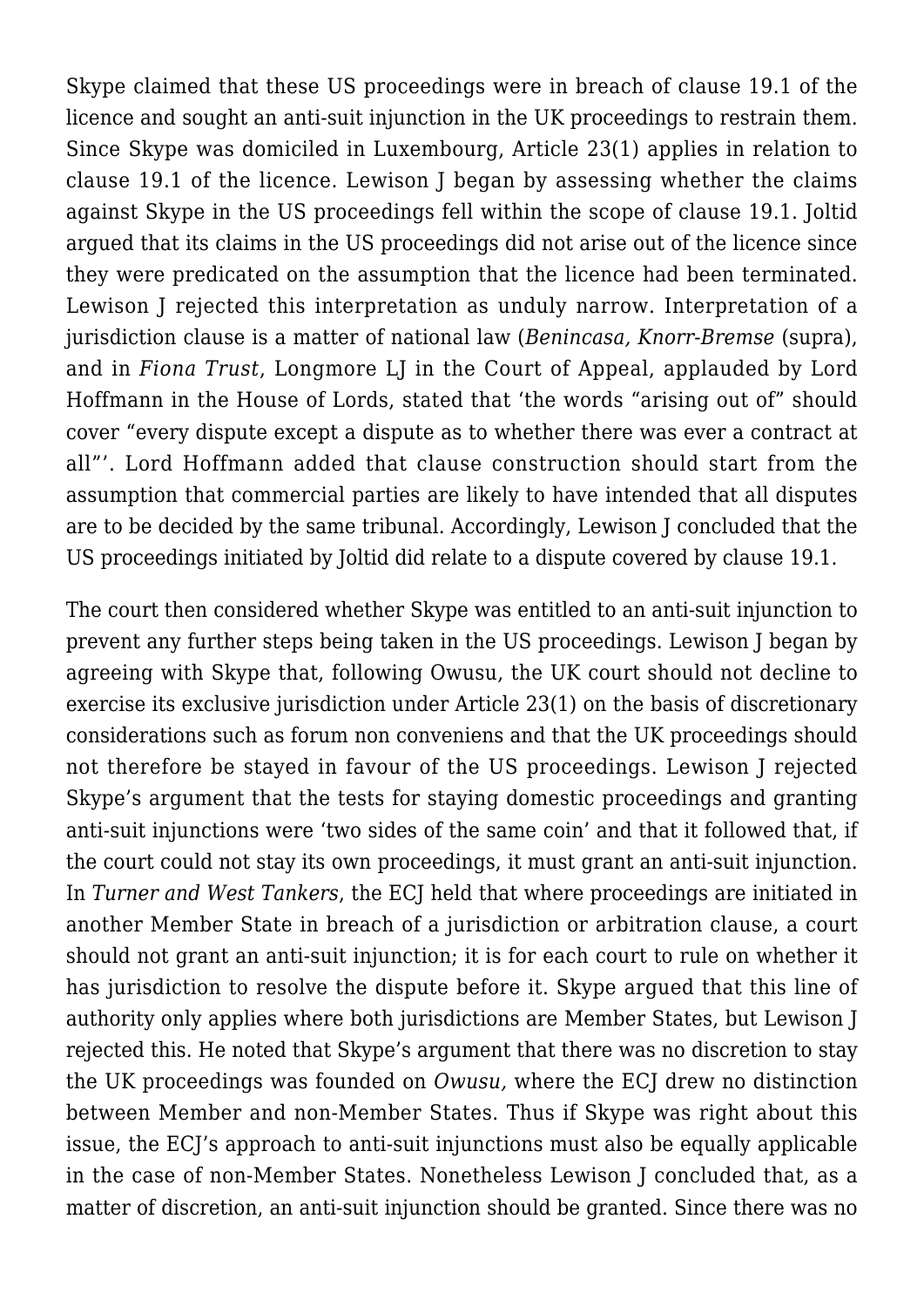Skype claimed that these US proceedings were in breach of clause 19.1 of the licence and sought an anti-suit injunction in the UK proceedings to restrain them. Since Skype was domiciled in Luxembourg, Article 23(1) applies in relation to clause 19.1 of the licence. Lewison J began by assessing whether the claims against Skype in the US proceedings fell within the scope of clause 19.1. Joltid argued that its claims in the US proceedings did not arise out of the licence since they were predicated on the assumption that the licence had been terminated. Lewison J rejected this interpretation as unduly narrow. Interpretation of a jurisdiction clause is a matter of national law (*Benincasa, Knorr-Bremse* (supra), and in *Fiona Trust*, Longmore LJ in the Court of Appeal, applauded by Lord Hoffmann in the House of Lords, stated that 'the words "arising out of" should cover "every dispute except a dispute as to whether there was ever a contract at all"'. Lord Hoffmann added that clause construction should start from the assumption that commercial parties are likely to have intended that all disputes are to be decided by the same tribunal. Accordingly, Lewison J concluded that the US proceedings initiated by Joltid did relate to a dispute covered by clause 19.1.

The court then considered whether Skype was entitled to an anti-suit injunction to prevent any further steps being taken in the US proceedings. Lewison J began by agreeing with Skype that, following Owusu, the UK court should not decline to exercise its exclusive jurisdiction under Article 23(1) on the basis of discretionary considerations such as forum non conveniens and that the UK proceedings should not therefore be stayed in favour of the US proceedings. Lewison J rejected Skype's argument that the tests for staying domestic proceedings and granting anti-suit injunctions were 'two sides of the same coin' and that it followed that, if the court could not stay its own proceedings, it must grant an anti-suit injunction. In *Turner and West Tankers*, the ECJ held that where proceedings are initiated in another Member State in breach of a jurisdiction or arbitration clause, a court should not grant an anti-suit injunction; it is for each court to rule on whether it has jurisdiction to resolve the dispute before it. Skype argued that this line of authority only applies where both jurisdictions are Member States, but Lewison J rejected this. He noted that Skype's argument that there was no discretion to stay the UK proceedings was founded on *Owusu,* where the ECJ drew no distinction between Member and non-Member States. Thus if Skype was right about this issue, the ECJ's approach to anti-suit injunctions must also be equally applicable in the case of non-Member States. Nonetheless Lewison J concluded that, as a matter of discretion, an anti-suit injunction should be granted. Since there was no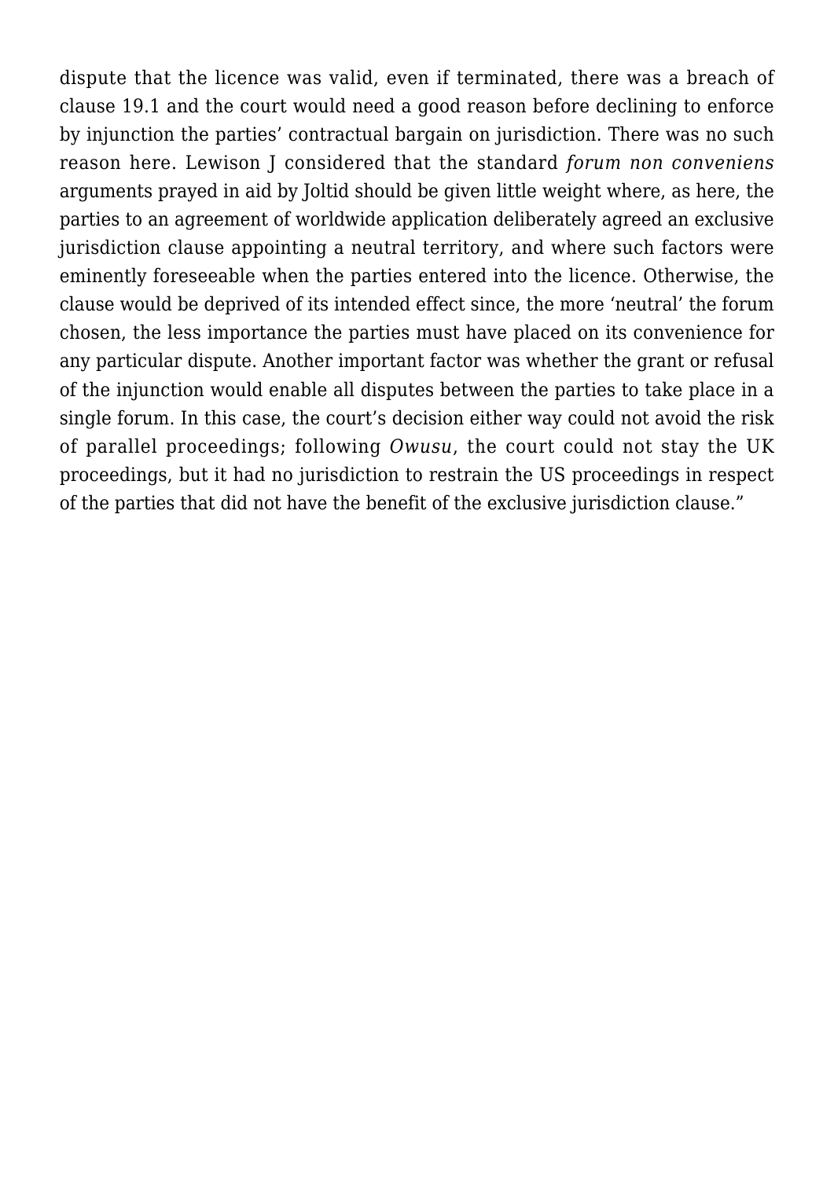dispute that the licence was valid, even if terminated, there was a breach of clause 19.1 and the court would need a good reason before declining to enforce by injunction the parties' contractual bargain on jurisdiction. There was no such reason here. Lewison J considered that the standard *forum non conveniens* arguments prayed in aid by Joltid should be given little weight where, as here, the parties to an agreement of worldwide application deliberately agreed an exclusive jurisdiction clause appointing a neutral territory, and where such factors were eminently foreseeable when the parties entered into the licence. Otherwise, the clause would be deprived of its intended effect since, the more 'neutral' the forum chosen, the less importance the parties must have placed on its convenience for any particular dispute. Another important factor was whether the grant or refusal of the injunction would enable all disputes between the parties to take place in a single forum. In this case, the court's decision either way could not avoid the risk of parallel proceedings; following *Owusu*, the court could not stay the UK proceedings, but it had no jurisdiction to restrain the US proceedings in respect of the parties that did not have the benefit of the exclusive jurisdiction clause."